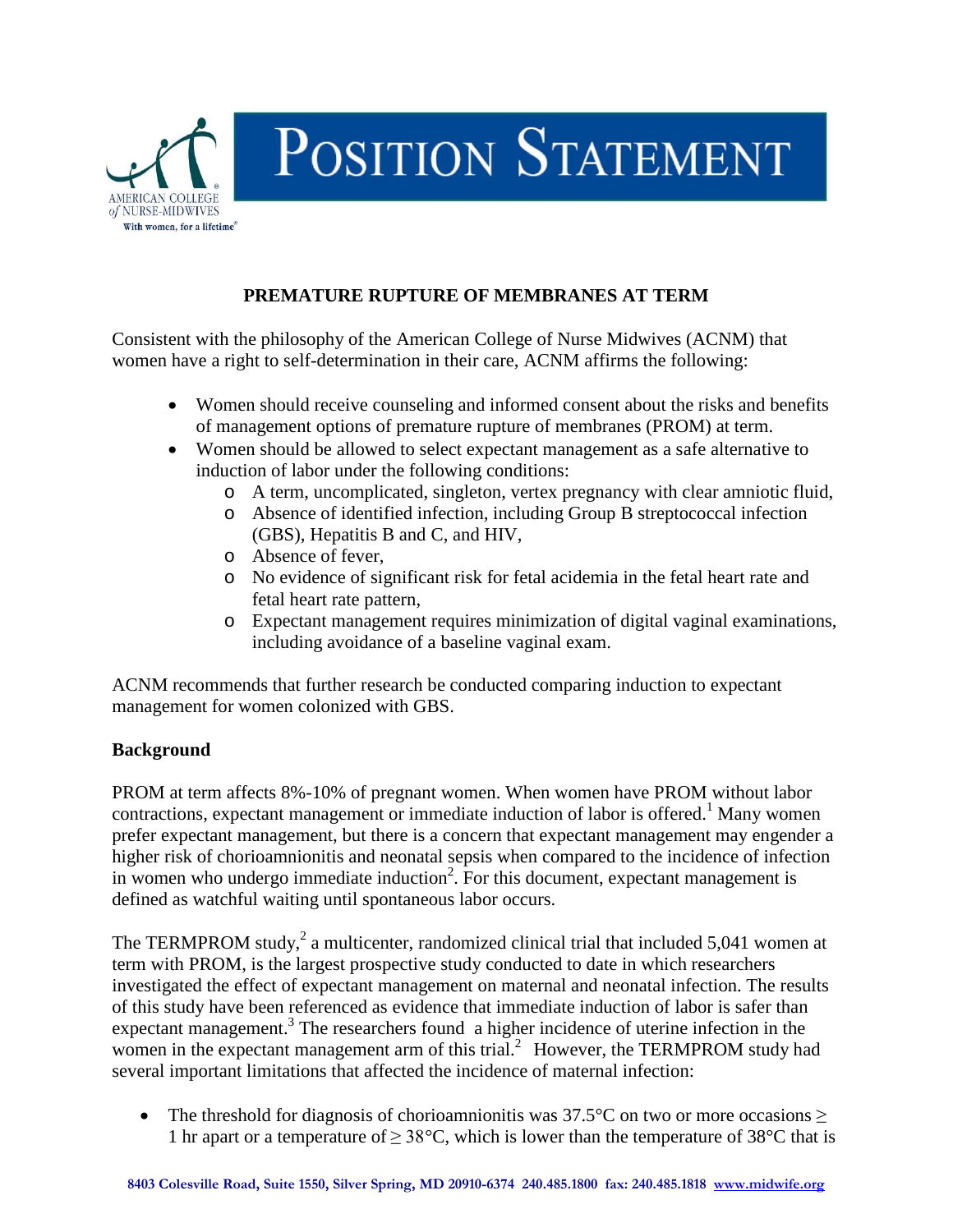# POSITION STATEMENT

## PREMATURE RUPTURE OF MEMBRANES AT TERM

Consistent with the philosophy of the American College of Nurse Midwives (ACNM) that women have a right to self-determination in their care, ACNM affirms the following:

- Women should receive counseling and informed consent about the risks and benefits of management options of premature rupture of membranes (PROM) at term.
- Women should be allowed to select expectant management as a safe alternative to induction of labor under the following conditions:
  - A term, uncomplicated, singleton, vertex pregnancy with clear amniotic fluid,
  - Absence of identified infection, including Group B streptococcal infection (GBS), Hepatitis B and C, and HIV,
  - Absence of fever,
  - No evidence of significant risk for fetal acidemia in the fetal heart rate and fetal heart rate pattern,
  - Expectant management requires minimization of digital vaginal examinations, including avoidance of a baseline vaginal exam.

ACNM recommends that further research be conducted comparing induction to expectant management for women colonized with GBS.

### Background

PROM at term affects 8%-10% of pregnant women. When women have PROM without labor contractions, expectant management or immediate induction of labor is offered.[1] Many women prefer expectant management, but there is a concern that expectant management may engender a higher risk of chorioamnionitis and neonatal sepsis when compared to the incidence of infection in women who undergo immediate induction[2]. For this document, expectant management is defined as watchful waiting until spontaneous labor occurs.

The TERMPROM study,[2] a multicenter, randomized clinical trial that included 5,041 women at term with PROM, is the largest prospective study conducted to date in which researchers investigated the effect of expectant management on maternal and neonatal infection. The results of this study have been referenced as evidence that immediate induction of labor is safer than expectant management.[3] The researchers found a higher incidence of uterine infection in the women in the expectant management arm of this trial.[2] However, the TERMPROM study had several important limitations that affected the incidence of maternal infection:

- The threshold for diagnosis of chorioamnionitis was 37.5°C on two or more occasions ≥ 1 hr apart or a temperature of ≥ 38°C, which is lower than the temperature of 38°C that is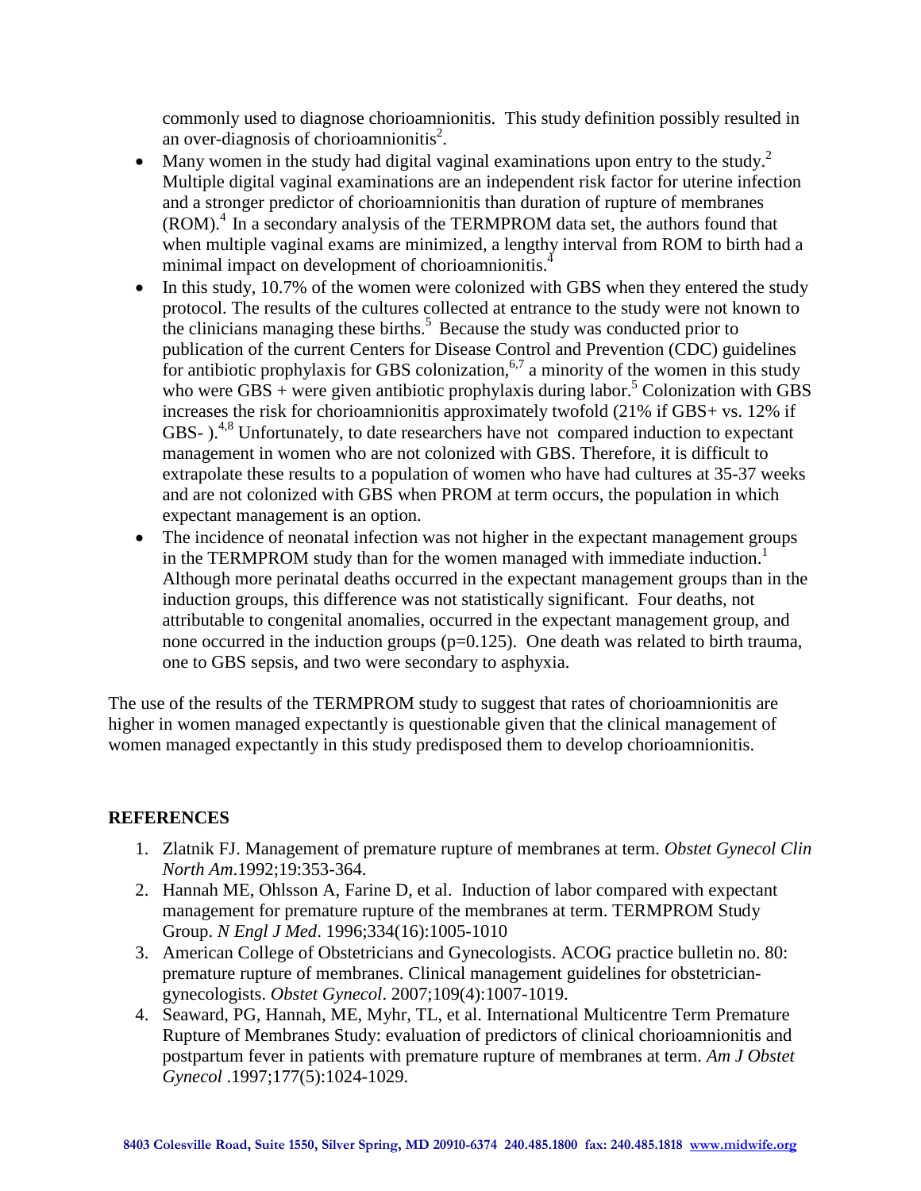commonly used to diagnose chorioamnionitis. This study definition possibly resulted in an over-diagnosis of chorioamnionitis[2].

- Many women in the study had digital vaginal examinations upon entry to the study.[2] Multiple digital vaginal examinations are an independent risk factor for uterine infection and a stronger predictor of chorioamnionitis than duration of rupture of membranes (ROM).[4] In a secondary analysis of the TERMPROM data set, the authors found that when multiple vaginal exams are minimized, a lengthy interval from ROM to birth had a minimal impact on development of chorioamnionitis.[4]
- In this study, 10.7% of the women were colonized with GBS when they entered the study protocol. The results of the cultures collected at entrance to the study were not known to the clinicians managing these births.[5] Because the study was conducted prior to publication of the current Centers for Disease Control and Prevention (CDC) guidelines for antibiotic prophylaxis for GBS colonization,[6,7] a minority of the women in this study who were GBS + were given antibiotic prophylaxis during labor.[5] Colonization with GBS increases the risk for chorioamnionitis approximately twofold (21% if GBS+ vs. 12% if GBS- ).[4,8] Unfortunately, to date researchers have not compared induction to expectant management in women who are not colonized with GBS. Therefore, it is difficult to extrapolate these results to a population of women who have had cultures at 35-37 weeks and are not colonized with GBS when PROM at term occurs, the population in which expectant management is an option.
- The incidence of neonatal infection was not higher in the expectant management groups in the TERMPROM study than for the women managed with immediate induction.[1] Although more perinatal deaths occurred in the expectant management groups than in the induction groups, this difference was not statistically significant. Four deaths, not attributable to congenital anomalies, occurred in the expectant management group, and none occurred in the induction groups ($p=0.125$). One death was related to birth trauma, one to GBS sepsis, and two were secondary to asphyxia.

The use of the results of the TERMPROM study to suggest that rates of chorioamnionitis are higher in women managed expectantly is questionable given that the clinical management of women managed expectantly in this study predisposed them to develop chorioamnionitis.

## REFERENCES

1. Zlatnik FJ. Management of premature rupture of membranes at term. *Obstet Gynecol Clin North Am*.1992;19:353-364.
2. Hannah ME, Ohlsson A, Farine D, et al. Induction of labor compared with expectant management for premature rupture of the membranes at term. TERMPROM Study Group. *N Engl J Med*. 1996;334(16):1005-1010
3. American College of Obstetricians and Gynecologists. ACOG practice bulletin no. 80: premature rupture of membranes. Clinical management guidelines for obstetrician-gynecologists. *Obstet Gynecol*. 2007;109(4):1007-1019.
4. Seaward, PG, Hannah, ME, Myhr, TL, et al. International Multicentre Term Premature Rupture of Membranes Study: evaluation of predictors of clinical chorioamnionitis and postpartum fever in patients with premature rupture of membranes at term. *Am J Obstet Gynecol* .1997;177(5):1024-1029.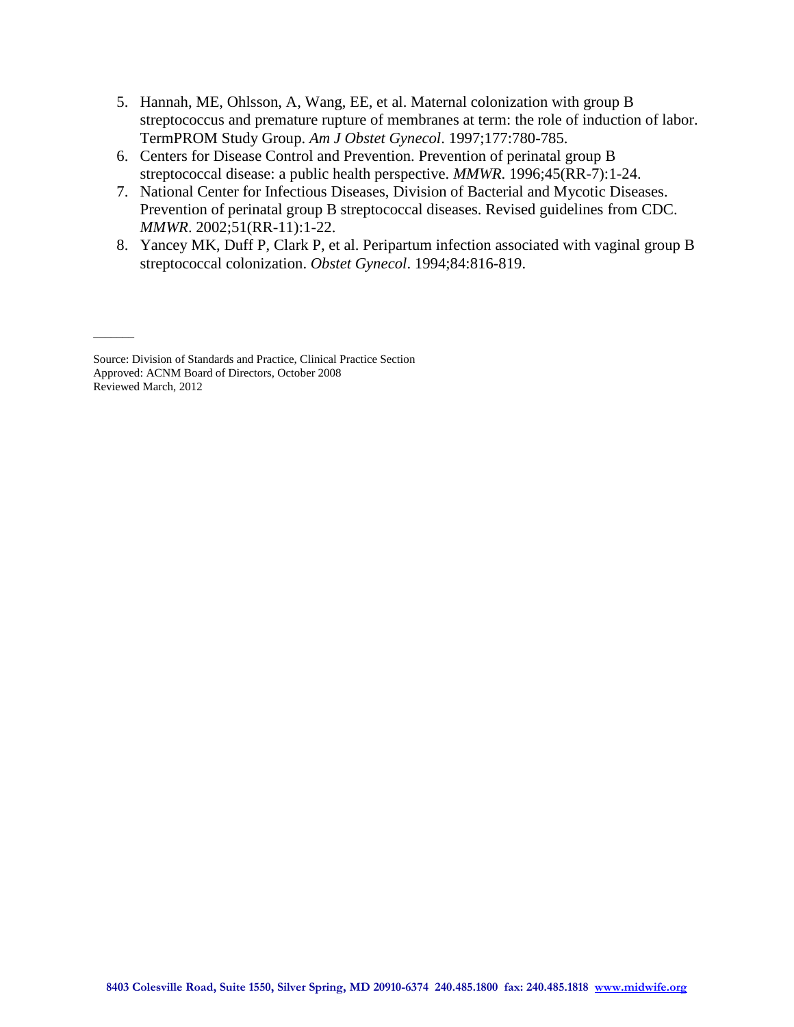5. Hannah, ME, Ohlsson, A, Wang, EE, et al. Maternal colonization with group B streptococcus and premature rupture of membranes at term: the role of induction of labor. TermPROM Study Group. *Am J Obstet Gynecol*. 1997;177:780-785.
6. Centers for Disease Control and Prevention. Prevention of perinatal group B streptococcal disease: a public health perspective. *MMWR*. 1996;45(RR-7):1-24.
7. National Center for Infectious Diseases, Division of Bacterial and Mycotic Diseases. Prevention of perinatal group B streptococcal diseases. Revised guidelines from CDC. *MMWR*. 2002;51(RR-11):1-22.
8. Yancey MK, Duff P, Clark P, et al. Peripartum infection associated with vaginal group B streptococcal colonization. *Obstet Gynecol*. 1994;84:816-819.

---

Source: Division of Standards and Practice, Clinical Practice Section
Approved: ACNM Board of Directors, October 2008
Reviewed March, 2012

**8403 Colesville Road, Suite 1550, Silver Spring, MD 20910-6374 240.485.1800 fax: 240.485.1818 www.midwife.org**